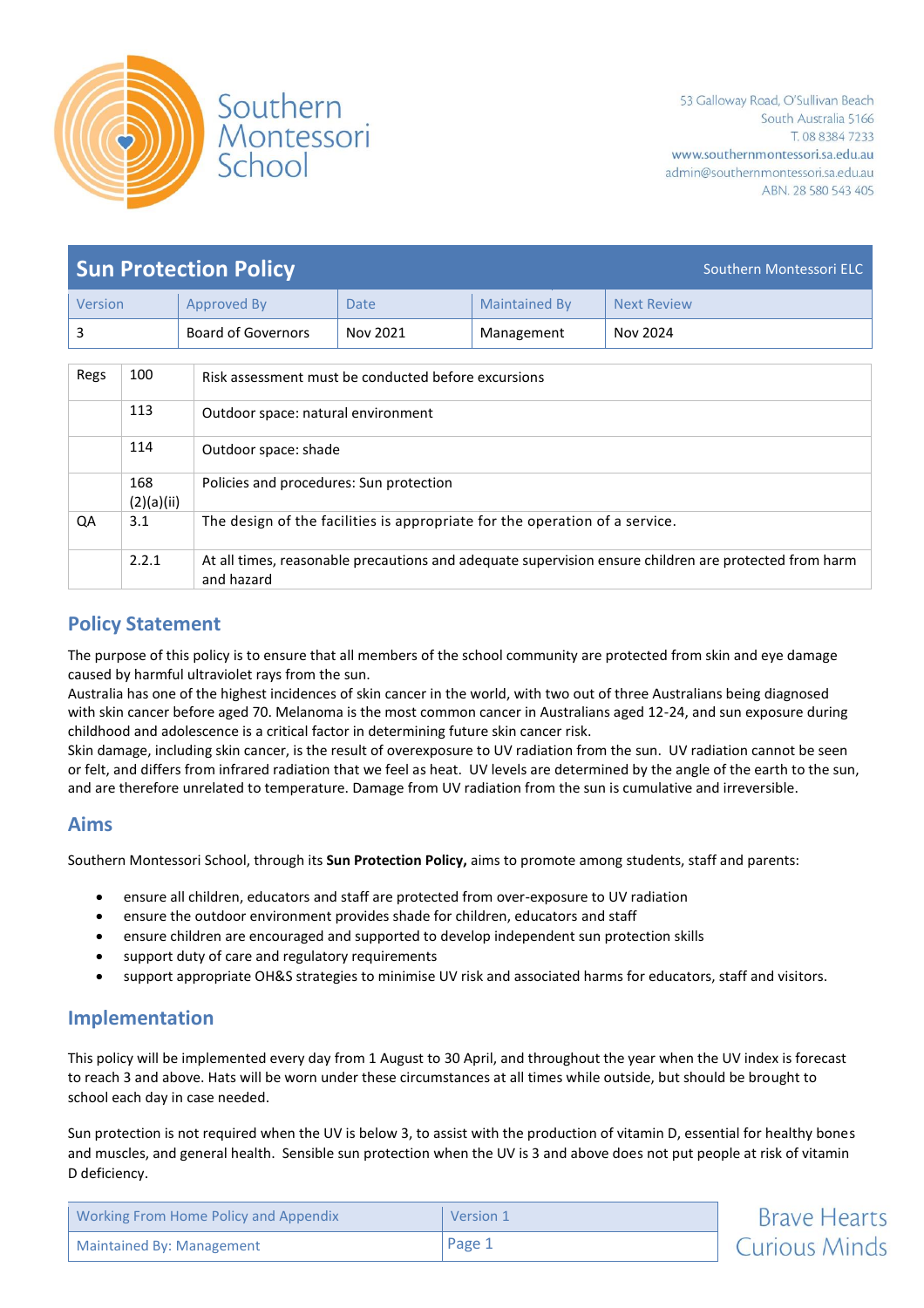Southern Montessori School

53 Galloway Road, O'Sullivan Beach
South Australia 5166
T. 08 8384 7233
www.southernmontessori.sa.edu.au
admin@southernmontessori.sa.edu.au
ABN. 28 580 543 405

# Sun Protection Policy

Southern Montessori ELC

| Version | Approved By | Date | Maintained By | Next Review |
|---|---|---|---|---|
| 3 | Board of Governors | Nov 2021 | Management | Nov 2024 |

| | | |
|---|---|---|
| Regs | 100 | Risk assessment must be conducted before excursions |
| | 113 | Outdoor space: natural environment |
| | 114 | Outdoor space: shade |
| | 168 (2)(a)(ii) | Policies and procedures: Sun protection |
| QA | 3.1 | The design of the facilities is appropriate for the operation of a service. |
| | 2.2.1 | At all times, reasonable precautions and adequate supervision ensure children are protected from harm and hazard |

## Policy Statement

The purpose of this policy is to ensure that all members of the school community are protected from skin and eye damage caused by harmful ultraviolet rays from the sun.
Australia has one of the highest incidences of skin cancer in the world, with two out of three Australians being diagnosed with skin cancer before aged 70. Melanoma is the most common cancer in Australians aged 12-24, and sun exposure during childhood and adolescence is a critical factor in determining future skin cancer risk.
Skin damage, including skin cancer, is the result of overexposure to UV radiation from the sun. UV radiation cannot be seen or felt, and differs from infrared radiation that we feel as heat. UV levels are determined by the angle of the earth to the sun, and are therefore unrelated to temperature. Damage from UV radiation from the sun is cumulative and irreversible.

## Aims

Southern Montessori School, through its **Sun Protection Policy,** aims to promote among students, staff and parents:

- ensure all children, educators and staff are protected from over-exposure to UV radiation
- ensure the outdoor environment provides shade for children, educators and staff
- ensure children are encouraged and supported to develop independent sun protection skills
- support duty of care and regulatory requirements
- support appropriate OH&S strategies to minimise UV risk and associated harms for educators, staff and visitors.

## Implementation

This policy will be implemented every day from 1 August to 30 April, and throughout the year when the UV index is forecast to reach 3 and above. Hats will be worn under these circumstances at all times while outside, but should be brought to school each day in case needed.

Sun protection is not required when the UV is below 3, to assist with the production of vitamin D, essential for healthy bones and muscles, and general health. Sensible sun protection when the UV is 3 and above does not put people at risk of vitamin D deficiency.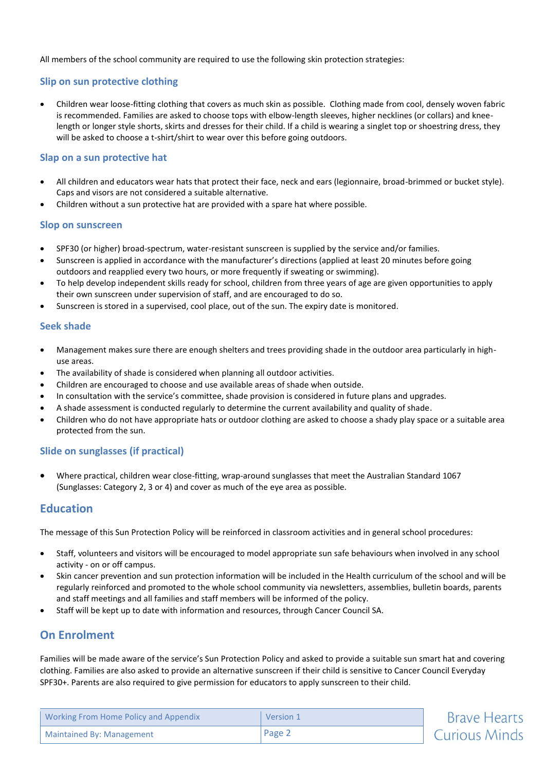All members of the school community are required to use the following skin protection strategies:

### Slip on sun protective clothing

- Children wear loose-fitting clothing that covers as much skin as possible. Clothing made from cool, densely woven fabric is recommended. Families are asked to choose tops with elbow-length sleeves, higher necklines (or collars) and knee-length or longer style shorts, skirts and dresses for their child. If a child is wearing a singlet top or shoestring dress, they will be asked to choose a t-shirt/shirt to wear over this before going outdoors.

### Slap on a sun protective hat

- All children and educators wear hats that protect their face, neck and ears (legionnaire, broad-brimmed or bucket style). Caps and visors are not considered a suitable alternative.
- Children without a sun protective hat are provided with a spare hat where possible.

### Slop on sunscreen

- SPF30 (or higher) broad-spectrum, water-resistant sunscreen is supplied by the service and/or families.
- Sunscreen is applied in accordance with the manufacturer's directions (applied at least 20 minutes before going outdoors and reapplied every two hours, or more frequently if sweating or swimming).
- To help develop independent skills ready for school, children from three years of age are given opportunities to apply their own sunscreen under supervision of staff, and are encouraged to do so.
- Sunscreen is stored in a supervised, cool place, out of the sun. The expiry date is monitored.

### Seek shade

- Management makes sure there are enough shelters and trees providing shade in the outdoor area particularly in high-use areas.
- The availability of shade is considered when planning all outdoor activities.
- Children are encouraged to choose and use available areas of shade when outside.
- In consultation with the service's committee, shade provision is considered in future plans and upgrades.
- A shade assessment is conducted regularly to determine the current availability and quality of shade.
- Children who do not have appropriate hats or outdoor clothing are asked to choose a shady play space or a suitable area protected from the sun.

### Slide on sunglasses (if practical)

- Where practical, children wear close-fitting, wrap-around sunglasses that meet the Australian Standard 1067 (Sunglasses: Category 2, 3 or 4) and cover as much of the eye area as possible.

## Education

The message of this Sun Protection Policy will be reinforced in classroom activities and in general school procedures:

- Staff, volunteers and visitors will be encouraged to model appropriate sun safe behaviours when involved in any school activity - on or off campus.
- Skin cancer prevention and sun protection information will be included in the Health curriculum of the school and will be regularly reinforced and promoted to the whole school community via newsletters, assemblies, bulletin boards, parents and staff meetings and all families and staff members will be informed of the policy.
- Staff will be kept up to date with information and resources, through Cancer Council SA.

## On Enrolment

Families will be made aware of the service's Sun Protection Policy and asked to provide a suitable sun smart hat and covering clothing. Families are also asked to provide an alternative sunscreen if their child is sensitive to Cancer Council Everyday SPF30+. Parents are also required to give permission for educators to apply sunscreen to their child.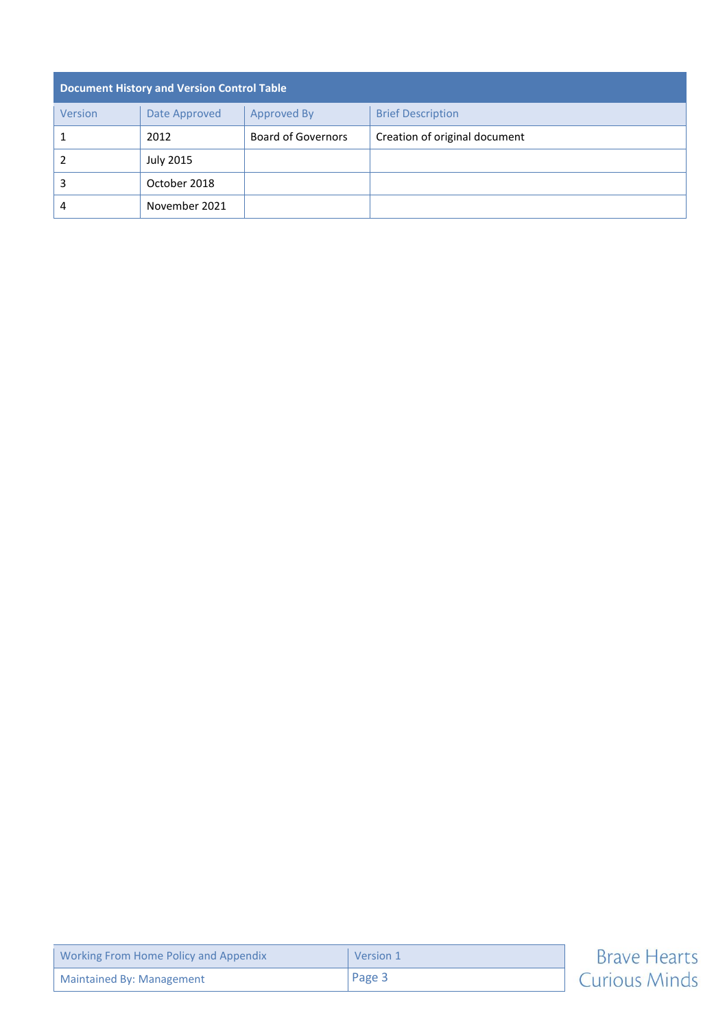| Document History and Version Control Table | | | |
|---|---|---|---|
| Version | Date Approved | Approved By | Brief Description |
| 1 | 2012 | Board of Governors | Creation of original document |
| 2 | July 2015 | | |
| 3 | October 2018 | | |
| 4 | November 2021 | | |